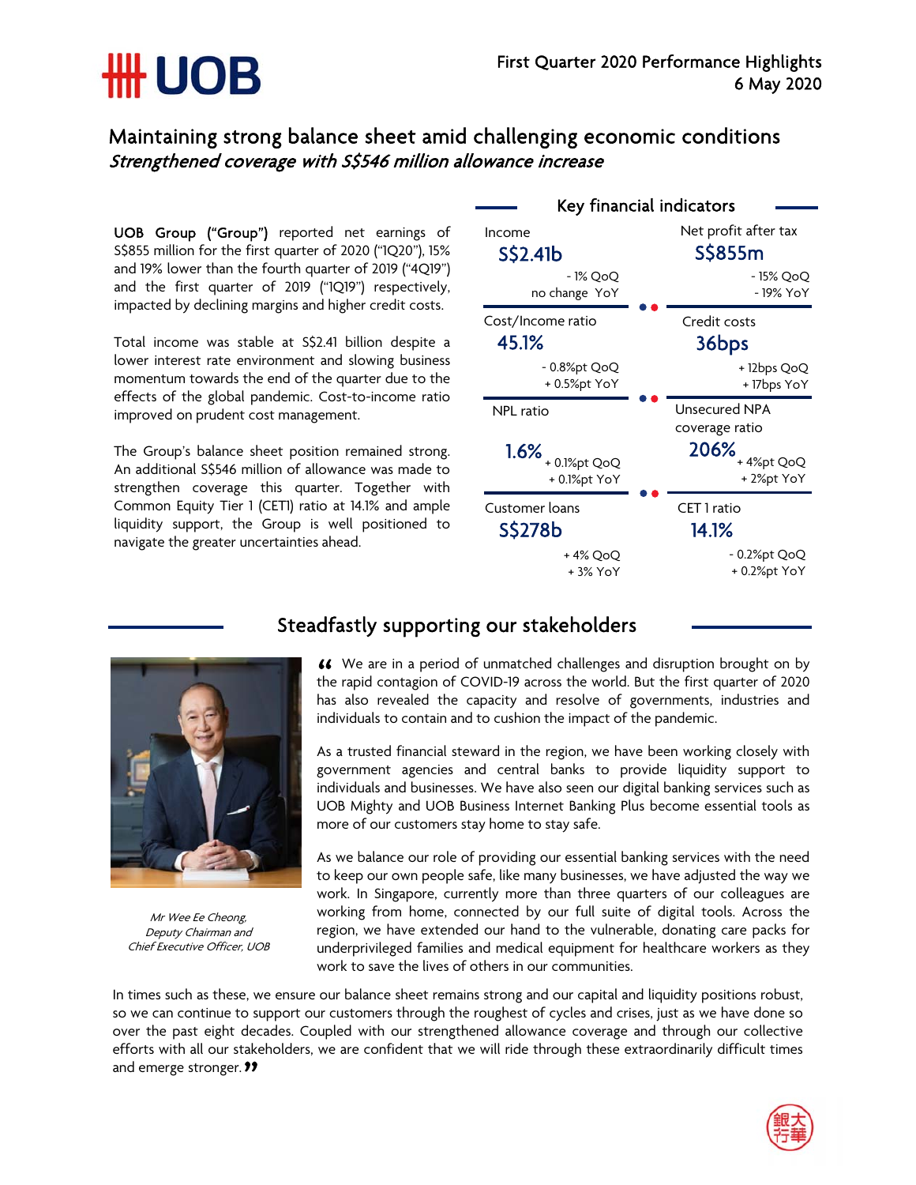# UOB

First Quarter 2020 Performance Highlights
6 May 2020

## Maintaining strong balance sheet amid challenging economic conditions

***Strengthened coverage with S$546 million allowance increase***

**UOB Group ("Group")** reported net earnings of S$855 million for the first quarter of 2020 ("1Q20"), 15% and 19% lower than the fourth quarter of 2019 ("4Q19") and the first quarter of 2019 ("1Q19") respectively, impacted by declining margins and higher credit costs.

Total income was stable at S$2.41 billion despite a lower interest rate environment and slowing business momentum towards the end of the quarter due to the effects of the global pandemic. Cost-to-income ratio improved on prudent cost management.

The Group's balance sheet position remained strong. An additional S$546 million of allowance was made to strengthen coverage this quarter. Together with Common Equity Tier 1 (CET1) ratio at 14.1% and ample liquidity support, the Group is well positioned to navigate the greater uncertainties ahead.

### Key financial indicators

| Indicator | Value | QoQ | YoY |
|---|---|---|---|
| Income | S$2.41b | - 1% QoQ | no change YoY |
| Net profit after tax | S$855m | - 15% QoQ | - 19% YoY |
| Cost/Income ratio | 45.1% | - 0.8%pt QoQ | + 0.5%pt YoY |
| Credit costs | 36bps | + 12bps QoQ | + 17bps YoY |
| NPL ratio | 1.6% | + 0.1%pt QoQ | + 0.1%pt YoY |
| Unsecured NPA coverage ratio | 206% | + 4%pt QoQ | + 2%pt YoY |
| Customer loans | S$278b | + 4% QoQ | + 3% YoY |
| CET 1 ratio | 14.1% | - 0.2%pt QoQ | + 0.2%pt YoY |

## Steadfastly supporting our stakeholders

*Mr Wee Ee Cheong, Deputy Chairman and Chief Executive Officer, UOB*

"We are in a period of unmatched challenges and disruption brought on by the rapid contagion of COVID-19 across the world. But the first quarter of 2020 has also revealed the capacity and resolve of governments, industries and individuals to contain and to cushion the impact of the pandemic.

As a trusted financial steward in the region, we have been working closely with government agencies and central banks to provide liquidity support to individuals and businesses. We have also seen our digital banking services such as UOB Mighty and UOB Business Internet Banking Plus become essential tools as more of our customers stay home to stay safe.

As we balance our role of providing our essential banking services with the need to keep our own people safe, like many businesses, we have adjusted the way we work. In Singapore, currently more than three quarters of our colleagues are working from home, connected by our full suite of digital tools. Across the region, we have extended our hand to the vulnerable, donating care packs for underprivileged families and medical equipment for healthcare workers as they work to save the lives of others in our communities.

In times such as these, we ensure our balance sheet remains strong and our capital and liquidity positions robust, so we can continue to support our customers through the roughest of cycles and crises, just as we have done so over the past eight decades. Coupled with our strengthened allowance coverage and through our collective efforts with all our stakeholders, we are confident that we will ride through these extraordinarily difficult times and emerge stronger."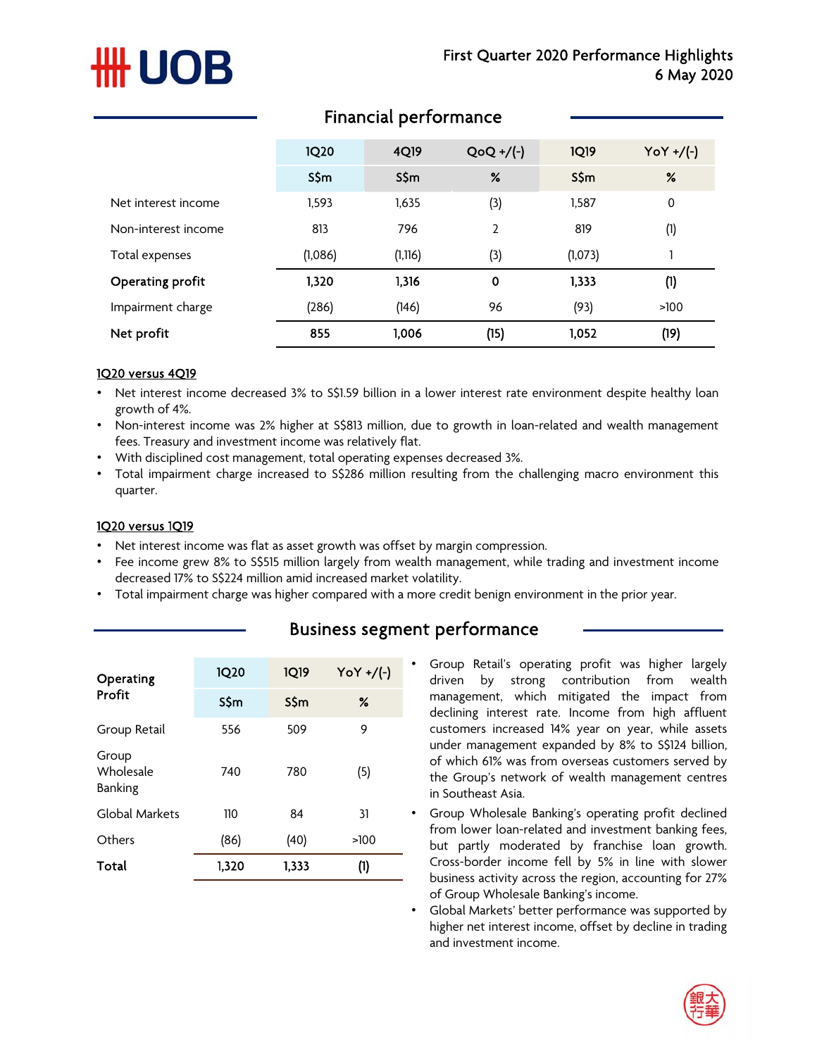# UOB

First Quarter 2020 Performance Highlights
6 May 2020

## Financial performance

| | 1Q20 | 4Q19 | QoQ +/(-) | 1Q19 | YoY +/(-) |
|---|---|---|---|---|---|
| | S$m | S$m | % | S$m | % |
| Net interest income | 1,593 | 1,635 | (3) | 1,587 | 0 |
| Non-interest income | 813 | 796 | 2 | 819 | (1) |
| Total expenses | (1,086) | (1,116) | (3) | (1,073) | 1 |
| **Operating profit** | **1,320** | **1,316** | **0** | **1,333** | **(1)** |
| Impairment charge | (286) | (146) | 96 | (93) | >100 |
| **Net profit** | **855** | **1,006** | **(15)** | **1,052** | **(19)** |

**1Q20 versus 4Q19**

- Net interest income decreased 3% to S$1.59 billion in a lower interest rate environment despite healthy loan growth of 4%.
- Non-interest income was 2% higher at S$813 million, due to growth in loan-related and wealth management fees. Treasury and investment income was relatively flat.
- With disciplined cost management, total operating expenses decreased 3%.
- Total impairment charge increased to S$286 million resulting from the challenging macro environment this quarter.

**1Q20 versus 1Q19**

- Net interest income was flat as asset growth was offset by margin compression.
- Fee income grew 8% to S$515 million largely from wealth management, while trading and investment income decreased 17% to S$224 million amid increased market volatility.
- Total impairment charge was higher compared with a more credit benign environment in the prior year.

## Business segment performance

| Operating Profit | 1Q20 | 1Q19 | YoY +/(-) |
|---|---|---|---|
| | S$m | S$m | % |
| Group Retail | 556 | 509 | 9 |
| Group Wholesale Banking | 740 | 780 | (5) |
| Global Markets | 110 | 84 | 31 |
| Others | (86) | (40) | >100 |
| **Total** | **1,320** | **1,333** | **(1)** |

- Group Retail's operating profit was higher largely driven by strong contribution from wealth management, which mitigated the impact from declining interest rate. Income from high affluent customers increased 14% year on year, while assets under management expanded by 8% to S$124 billion, of which 61% was from overseas customers served by the Group's network of wealth management centres in Southeast Asia.
- Group Wholesale Banking's operating profit declined from lower loan-related and investment banking fees, but partly moderated by franchise loan growth. Cross-border income fell by 5% in line with slower business activity across the region, accounting for 27% of Group Wholesale Banking's income.
- Global Markets' better performance was supported by higher net interest income, offset by decline in trading and investment income.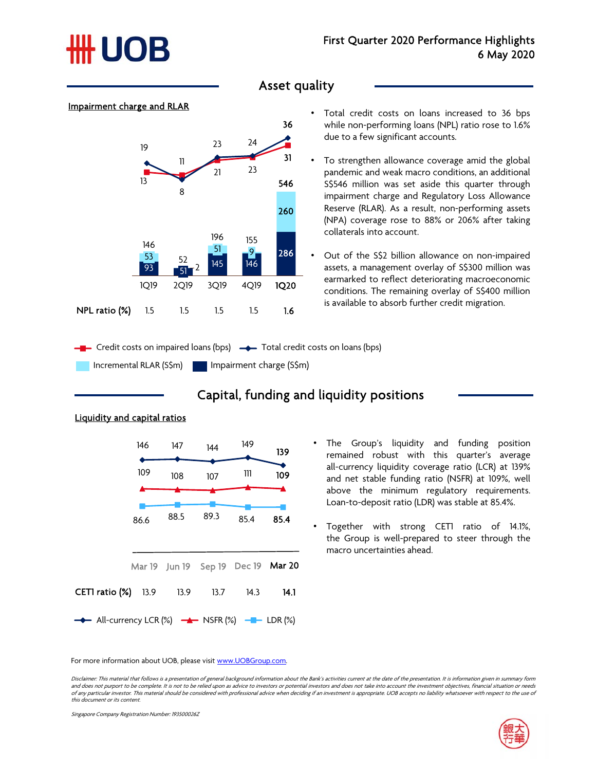# UOB

First Quarter 2020 Performance Highlights
6 May 2020

## Asset quality

**Impairment charge and RLAR**

19 11 23 24 36

13 8 21 23 31

146 52 196 155 546

53 2 51 9 260

93 51 145 146 286

1Q19 2Q19 3Q19 4Q19 1Q20

NPL ratio (%) 1.5 1.5 1.5 1.5 1.6

Credit costs on impaired loans (bps) Total credit costs on loans (bps)

Incremental RLAR (S$m) Impairment charge (S$m)

- Total credit costs on loans increased to 36 bps while non-performing loans (NPL) ratio rose to 1.6% due to a few significant accounts.
- To strengthen allowance coverage amid the global pandemic and weak macro conditions, an additional S$546 million was set aside this quarter through impairment charge and Regulatory Loss Allowance Reserve (RLAR). As a result, non-performing assets (NPA) coverage rose to 88% or 206% after taking collaterals into account.
- Out of the S$2 billion allowance on non-impaired assets, a management overlay of S$300 million was earmarked to reflect deteriorating macroeconomic conditions. The remaining overlay of S$400 million is available to absorb further credit migration.

## Capital, funding and liquidity positions

**Liquidity and capital ratios**

146 147 144 149 139

109 108 107 111 109

86.6 88.5 89.3 85.4 85.4

Mar 19 Jun 19 Sep 19 Dec 19 Mar 20

CET1 ratio (%) 13.9 13.9 13.7 14.3 14.1

All-currency LCR (%) NSFR (%) LDR (%)

- The Group's liquidity and funding position remained robust with this quarter's average all-currency liquidity coverage ratio (LCR) at 139% and net stable funding ratio (NSFR) at 109%, well above the minimum regulatory requirements. Loan-to-deposit ratio (LDR) was stable at 85.4%.
- Together with strong CET1 ratio of 14.1%, the Group is well-prepared to steer through the macro uncertainties ahead.

For more information about UOB, please visit www.UOBGroup.com.

*Disclaimer: This material that follows is a presentation of general background information about the Bank's activities current at the date of the presentation. It is information given in summary form and does not purport to be complete. It is not to be relied upon as advice to investors or potential investors and does not take into account the investment objectives, financial situation or needs of any particular investor. This material should be considered with professional advice when deciding if an investment is appropriate. UOB accepts no liability whatsoever with respect to the use of this document or its content.*

*Singapore Company Registration Number: 193500026Z*